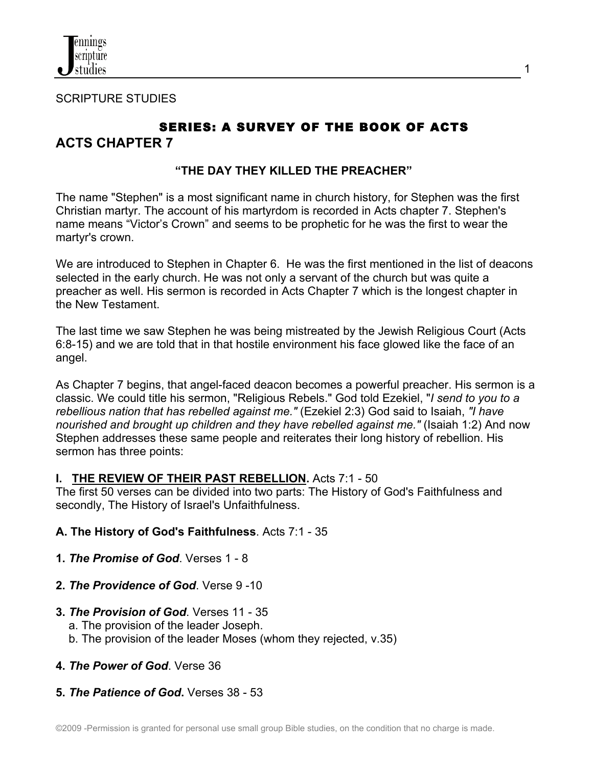SCRIPTURE STUDIES

## SERIES: A SURVEY OF THE BOOK OF ACTS

# ACTS CHAPTER 7

### "THE DAY THEY KILLED THE PREACHER"

The name "Stephen" is a most significant name in church history, for Stephen was the first Christian martyr. The account of his martyrdom is recorded in Acts chapter 7. Stephen's name means "Victor's Crown" and seems to be prophetic for he was the first to wear the martyr's crown.

We are introduced to Stephen in Chapter 6. He was the first mentioned in the list of deacons selected in the early church. He was not only a servant of the church but was quite a preacher as well. His sermon is recorded in Acts Chapter 7 which is the longest chapter in the New Testament.

The last time we saw Stephen he was being mistreated by the Jewish Religious Court (Acts 6:8-15) and we are told that in that hostile environment his face glowed like the face of an angel.

As Chapter 7 begins, that angel-faced deacon becomes a powerful preacher. His sermon is a classic. We could title his sermon, "Religious Rebels." God told Ezekiel, "*I send to you to a rebellious nation that has rebelled against me."* (Ezekiel 2:3) God said to Isaiah, *"I have nourished and brought up children and they have rebelled against me."* (Isaiah 1:2) And now Stephen addresses these same people and reiterates their long history of rebellion. His sermon has three points:

**I. <u>THE REVIEW OF THEIR PAST REBELLION</u>.** Acts 7:1 - 50
The first 50 verses can be divided into two parts: The History of God's Faithfulness and secondly, The History of Israel's Unfaithfulness.

**A. The History of God's Faithfulness**. Acts 7:1 - 35

**1.** ***The Promise of God***. Verses 1 - 8

**2.** ***The Providence of God***. Verse 9 -10

**3.** ***The Provision of God***. Verses 11 - 35
   a. The provision of the leader Joseph.
   b. The provision of the leader Moses (whom they rejected, v.35)

**4.** ***The Power of God***. Verse 36

**5.** ***The Patience of God*****.** Verses 38 - 53

©2009 -Permission is granted for personal use small group Bible studies, on the condition that no charge is made.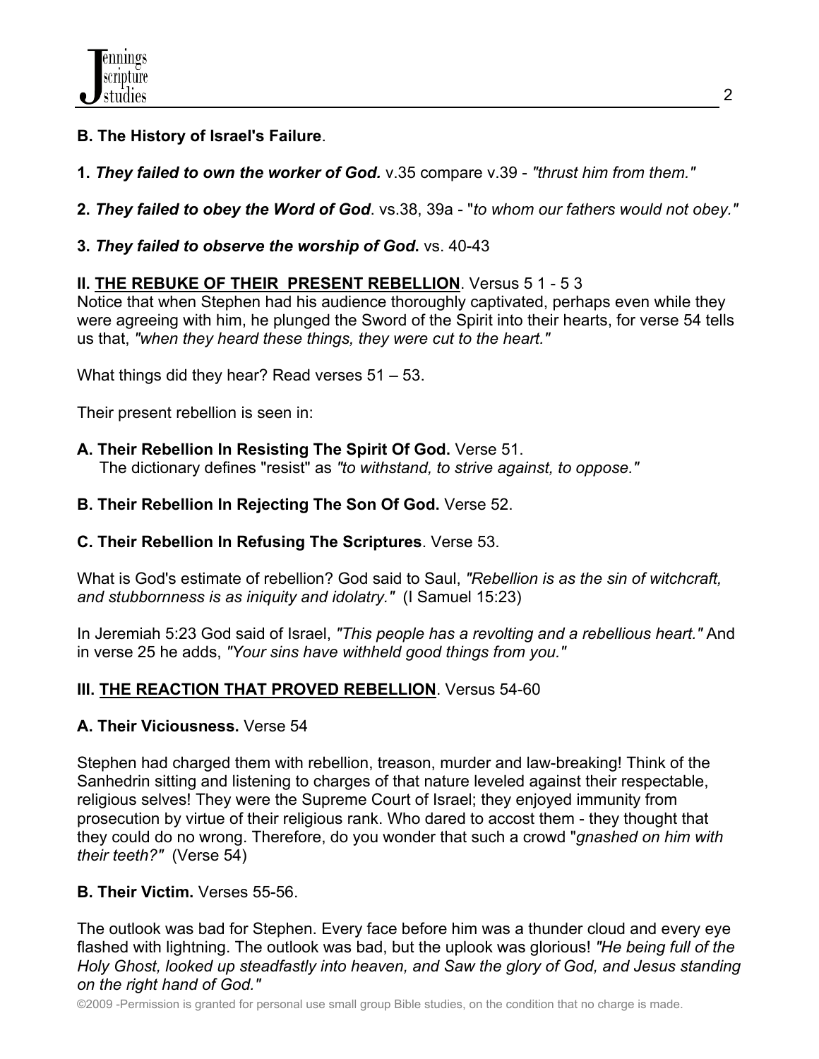**B. The History of Israel's Failure**.

**1.** ***They failed to own the worker of God.*** v.35 compare v.39 - *"thrust him from them."*

**2.** ***They failed to obey the Word of God***. vs.38, 39a - "*to whom our fathers would not obey."*

**3.** ***They failed to observe the worship of God.*** vs. 40-43

**II. <u>THE REBUKE OF THEIR PRESENT REBELLION</u>**. Versus 5 1 - 5 3

Notice that when Stephen had his audience thoroughly captivated, perhaps even while they were agreeing with him, he plunged the Sword of the Spirit into their hearts, for verse 54 tells us that, *"when they heard these things, they were cut to the heart."*

What things did they hear? Read verses 51 – 53.

Their present rebellion is seen in:

**A. Their Rebellion In Resisting The Spirit Of God.** Verse 51.
The dictionary defines "resist" as *"to withstand, to strive against, to oppose."*

**B. Their Rebellion In Rejecting The Son Of God.** Verse 52.

**C. Their Rebellion In Refusing The Scriptures**. Verse 53.

What is God's estimate of rebellion? God said to Saul, *"Rebellion is as the sin of witchcraft, and stubbornness is as iniquity and idolatry."* (I Samuel 15:23)

In Jeremiah 5:23 God said of Israel, *"This people has a revolting and a rebellious heart."* And in verse 25 he adds, *"Your sins have withheld good things from you."*

**III. <u>THE REACTION THAT PROVED REBELLION</u>**. Versus 54-60

**A. Their Viciousness.** Verse 54

Stephen had charged them with rebellion, treason, murder and law-breaking! Think of the Sanhedrin sitting and listening to charges of that nature leveled against their respectable, religious selves! They were the Supreme Court of Israel; they enjoyed immunity from prosecution by virtue of their religious rank. Who dared to accost them - they thought that they could do no wrong. Therefore, do you wonder that such a crowd "*gnashed on him with their teeth?"* (Verse 54)

**B. Their Victim.** Verses 55-56.

The outlook was bad for Stephen. Every face before him was a thunder cloud and every eye flashed with lightning. The outlook was bad, but the uplook was glorious! *"He being full of the Holy Ghost, looked up steadfastly into heaven, and Saw the glory of God, and Jesus standing on the right hand of God."*

©2009 -Permission is granted for personal use small group Bible studies, on the condition that no charge is made.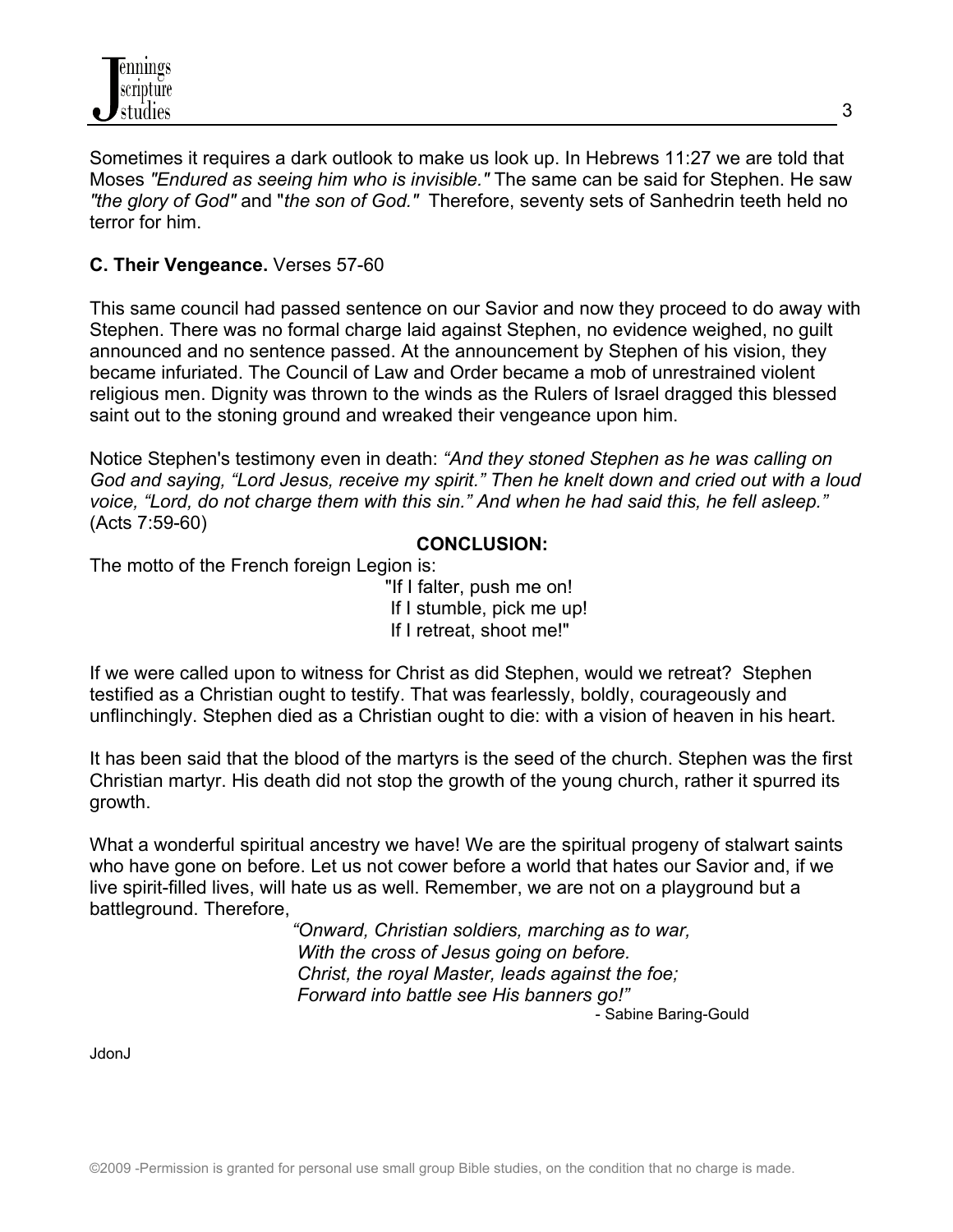Sometimes it requires a dark outlook to make us look up. In Hebrews 11:27 we are told that Moses *"Endured as seeing him who is invisible."* The same can be said for Stephen. He saw *"the glory of God"* and "*the son of God."* Therefore, seventy sets of Sanhedrin teeth held no terror for him.

**C. Their Vengeance.** Verses 57-60

This same council had passed sentence on our Savior and now they proceed to do away with Stephen. There was no formal charge laid against Stephen, no evidence weighed, no guilt announced and no sentence passed. At the announcement by Stephen of his vision, they became infuriated. The Council of Law and Order became a mob of unrestrained violent religious men. Dignity was thrown to the winds as the Rulers of Israel dragged this blessed saint out to the stoning ground and wreaked their vengeance upon him.

Notice Stephen's testimony even in death: *"And they stoned Stephen as he was calling on God and saying, "Lord Jesus, receive my spirit." Then he knelt down and cried out with a loud voice, "Lord, do not charge them with this sin." And when he had said this, he fell asleep."* (Acts 7:59-60)

**CONCLUSION:**

The motto of the French foreign Legion is:

"If I falter, push me on!
If I stumble, pick me up!
If I retreat, shoot me!"

If we were called upon to witness for Christ as did Stephen, would we retreat? Stephen testified as a Christian ought to testify. That was fearlessly, boldly, courageously and unflinchingly. Stephen died as a Christian ought to die: with a vision of heaven in his heart.

It has been said that the blood of the martyrs is the seed of the church. Stephen was the first Christian martyr. His death did not stop the growth of the young church, rather it spurred its growth.

What a wonderful spiritual ancestry we have! We are the spiritual progeny of stalwart saints who have gone on before. Let us not cower before a world that hates our Savior and, if we live spirit-filled lives, will hate us as well. Remember, we are not on a playground but a battleground. Therefore,

*"Onward, Christian soldiers, marching as to war,*
*With the cross of Jesus going on before.*
*Christ, the royal Master, leads against the foe;*
*Forward into battle see His banners go!"*

- Sabine Baring-Gould

JdonJ

©2009 -Permission is granted for personal use small group Bible studies, on the condition that no charge is made.